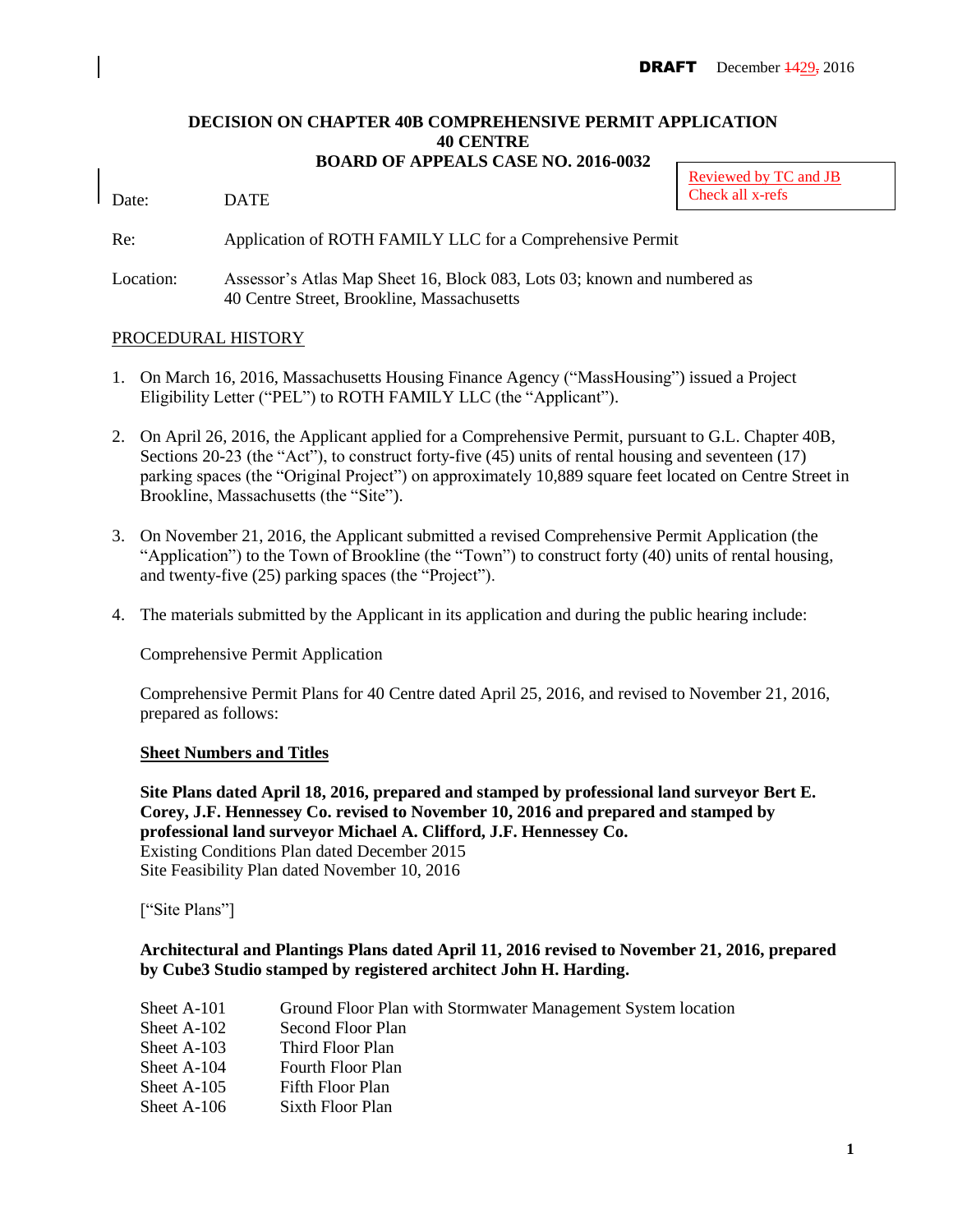DRAFT December ~~14~~29, 2016

# DECISION ON CHAPTER 40B COMPREHENSIVE PERMIT APPLICATION
# 40 CENTRE
# BOARD OF APPEALS CASE NO. 2016-0032

Reviewed by TC and JB
Check all x-refs

Date: DATE

Re: Application of ROTH FAMILY LLC for a Comprehensive Permit

Location: Assessor's Atlas Map Sheet 16, Block 083, Lots 03; known and numbered as 40 Centre Street, Brookline, Massachusetts

## PROCEDURAL HISTORY

1. On March 16, 2016, Massachusetts Housing Finance Agency ("MassHousing") issued a Project Eligibility Letter ("PEL") to ROTH FAMILY LLC (the "Applicant").

2. On April 26, 2016, the Applicant applied for a Comprehensive Permit, pursuant to G.L. Chapter 40B, Sections 20-23 (the "Act"), to construct forty-five (45) units of rental housing and seventeen (17) parking spaces (the "Original Project") on approximately 10,889 square feet located on Centre Street in Brookline, Massachusetts (the "Site").

3. On November 21, 2016, the Applicant submitted a revised Comprehensive Permit Application (the "Application") to the Town of Brookline (the "Town") to construct forty (40) units of rental housing, and twenty-five (25) parking spaces (the "Project").

4. The materials submitted by the Applicant in its application and during the public hearing include:

   Comprehensive Permit Application

   Comprehensive Permit Plans for 40 Centre dated April 25, 2016, and revised to November 21, 2016, prepared as follows:

   **Sheet Numbers and Titles**

   **Site Plans dated April 18, 2016, prepared and stamped by professional land surveyor Bert E. Corey, J.F. Hennessey Co. revised to November 10, 2016 and prepared and stamped by professional land surveyor Michael A. Clifford, J.F. Hennessey Co.**
   Existing Conditions Plan dated December 2015
   Site Feasibility Plan dated November 10, 2016

   ["Site Plans"]

   **Architectural and Plantings Plans dated April 11, 2016 revised to November 21, 2016, prepared by Cube3 Studio stamped by registered architect John H. Harding.**

   | | |
   |---|---|
   | Sheet A-101 | Ground Floor Plan with Stormwater Management System location |
   | Sheet A-102 | Second Floor Plan |
   | Sheet A-103 | Third Floor Plan |
   | Sheet A-104 | Fourth Floor Plan |
   | Sheet A-105 | Fifth Floor Plan |
   | Sheet A-106 | Sixth Floor Plan |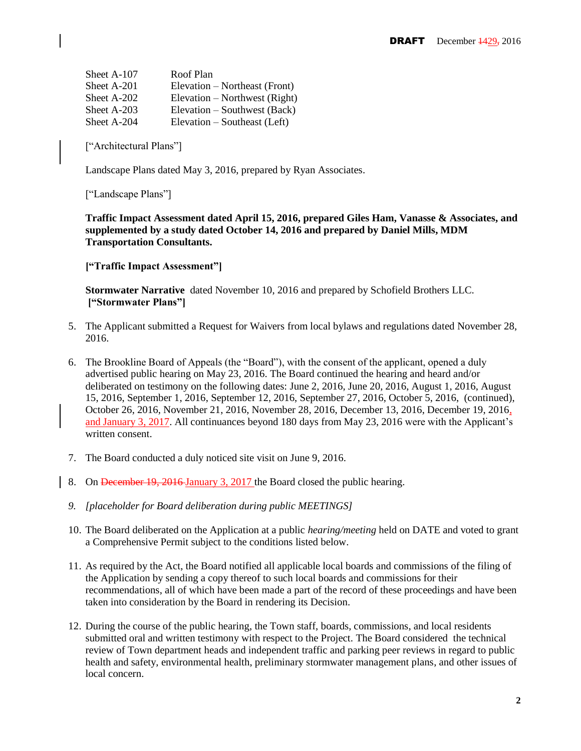| | |
|---|---|
| Sheet A-107 | Roof Plan |
| Sheet A-201 | Elevation – Northeast (Front) |
| Sheet A-202 | Elevation – Northwest (Right) |
| Sheet A-203 | Elevation – Southwest (Back) |
| Sheet A-204 | Elevation – Southeast (Left) |

["Architectural Plans"]

Landscape Plans dated May 3, 2016, prepared by Ryan Associates.

["Landscape Plans"]

**Traffic Impact Assessment dated April 15, 2016, prepared Giles Ham, Vanasse & Associates, and supplemented by a study dated October 14, 2016 and prepared by Daniel Mills, MDM Transportation Consultants.**

**["Traffic Impact Assessment"]**

**Stormwater Narrative** dated November 10, 2016 and prepared by Schofield Brothers LLC.
**["Stormwater Plans"]**

5. The Applicant submitted a Request for Waivers from local bylaws and regulations dated November 28, 2016.

6. The Brookline Board of Appeals (the "Board"), with the consent of the applicant, opened a duly advertised public hearing on May 23, 2016. The Board continued the hearing and heard and/or deliberated on testimony on the following dates: June 2, 2016, June 20, 2016, August 1, 2016, August 15, 2016, September 1, 2016, September 12, 2016, September 27, 2016, October 5, 2016, (continued), October 26, 2016, November 21, 2016, November 28, 2016, December 13, 2016, December 19, 2016, and January 3, 2017. All continuances beyond 180 days from May 23, 2016 were with the Applicant's written consent.

7. The Board conducted a duly noticed site visit on June 9, 2016.

8. On ~~December 19, 2016~~ January 3, 2017 the Board closed the public hearing.

9. *[placeholder for Board deliberation during public MEETINGS]*

10. The Board deliberated on the Application at a public *hearing/meeting* held on DATE and voted to grant a Comprehensive Permit subject to the conditions listed below.

11. As required by the Act, the Board notified all applicable local boards and commissions of the filing of the Application by sending a copy thereof to such local boards and commissions for their recommendations, all of which have been made a part of the record of these proceedings and have been taken into consideration by the Board in rendering its Decision.

12. During the course of the public hearing, the Town staff, boards, commissions, and local residents submitted oral and written testimony with respect to the Project. The Board considered the technical review of Town department heads and independent traffic and parking peer reviews in regard to public health and safety, environmental health, preliminary stormwater management plans, and other issues of local concern.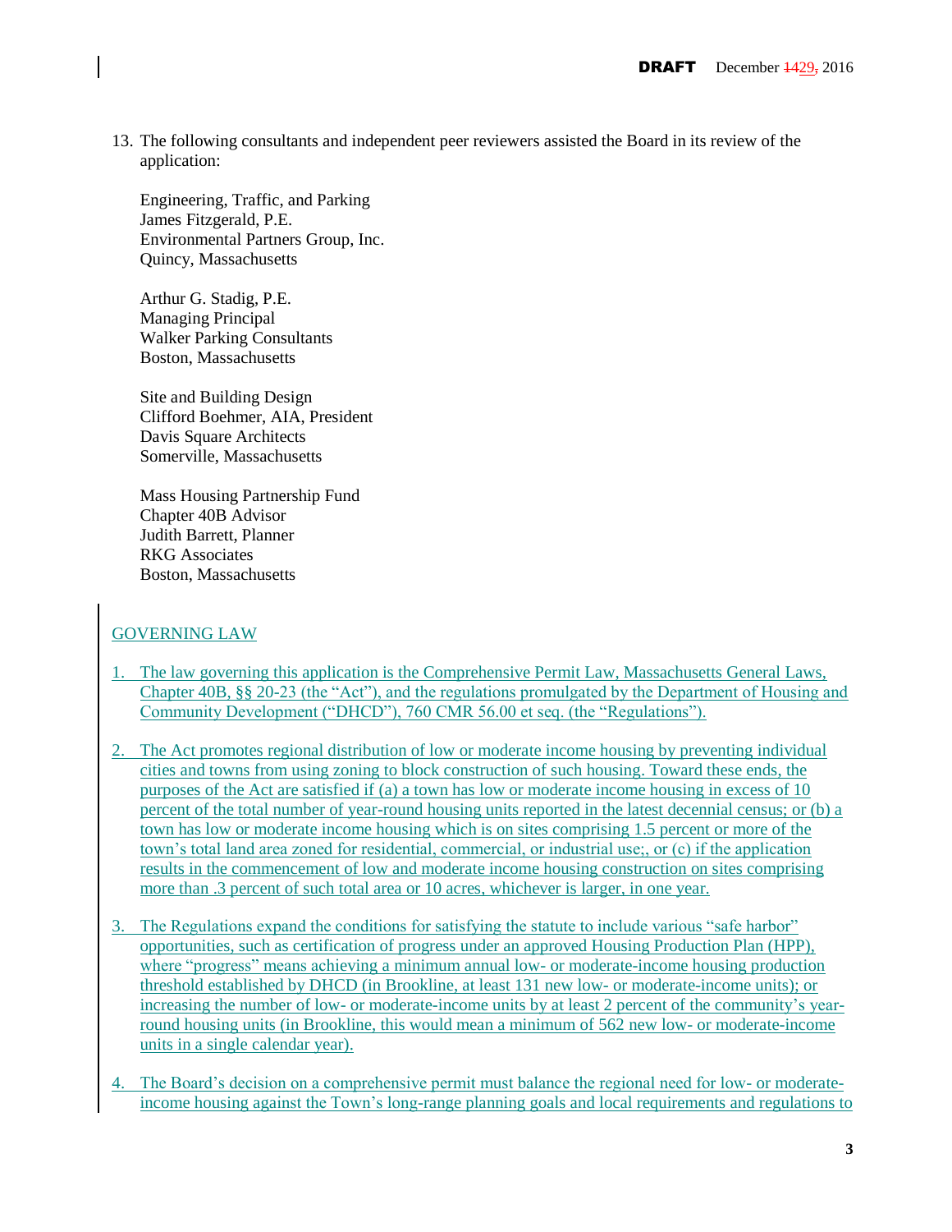13. The following consultants and independent peer reviewers assisted the Board in its review of the application:

    Engineering, Traffic, and Parking
    James Fitzgerald, P.E.
    Environmental Partners Group, Inc.
    Quincy, Massachusetts

    Arthur G. Stadig, P.E.
    Managing Principal
    Walker Parking Consultants
    Boston, Massachusetts

    Site and Building Design
    Clifford Boehmer, AIA, President
    Davis Square Architects
    Somerville, Massachusetts

    Mass Housing Partnership Fund
    Chapter 40B Advisor
    Judith Barrett, Planner
    RKG Associates
    Boston, Massachusetts

GOVERNING LAW

1. The law governing this application is the Comprehensive Permit Law, Massachusetts General Laws, Chapter 40B, §§ 20-23 (the "Act"), and the regulations promulgated by the Department of Housing and Community Development ("DHCD"), 760 CMR 56.00 et seq. (the "Regulations").

2. The Act promotes regional distribution of low or moderate income housing by preventing individual cities and towns from using zoning to block construction of such housing. Toward these ends, the purposes of the Act are satisfied if (a) a town has low or moderate income housing in excess of 10 percent of the total number of year-round housing units reported in the latest decennial census; or (b) a town has low or moderate income housing which is on sites comprising 1.5 percent or more of the town's total land area zoned for residential, commercial, or industrial use;, or (c) if the application results in the commencement of low and moderate income housing construction on sites comprising more than .3 percent of such total area or 10 acres, whichever is larger, in one year.

3. The Regulations expand the conditions for satisfying the statute to include various "safe harbor" opportunities, such as certification of progress under an approved Housing Production Plan (HPP), where "progress" means achieving a minimum annual low- or moderate-income housing production threshold established by DHCD (in Brookline, at least 131 new low- or moderate-income units); or increasing the number of low- or moderate-income units by at least 2 percent of the community's year-round housing units (in Brookline, this would mean a minimum of 562 new low- or moderate-income units in a single calendar year).

4. The Board's decision on a comprehensive permit must balance the regional need for low- or moderate-income housing against the Town's long-range planning goals and local requirements and regulations to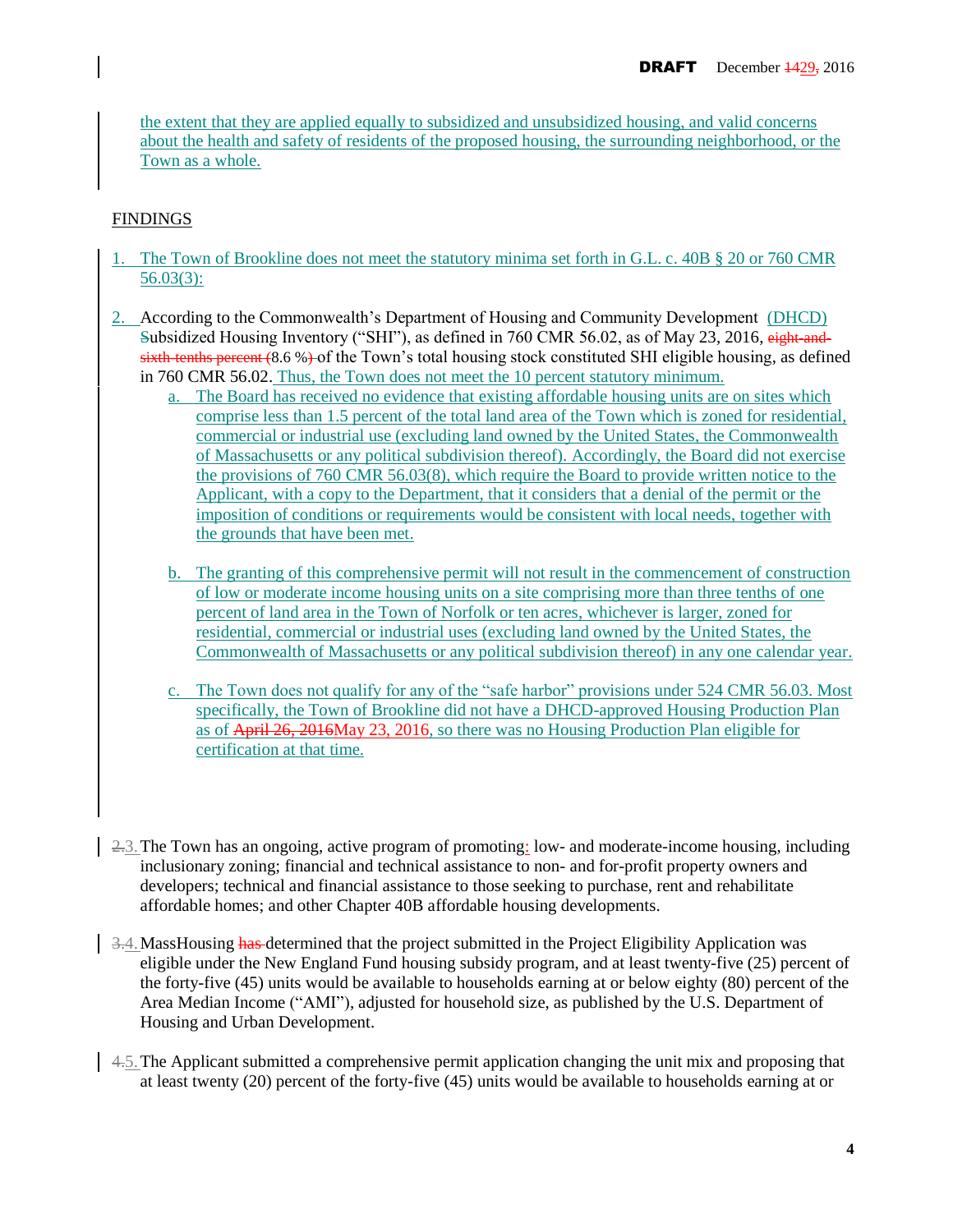the extent that they are applied equally to subsidized and unsubsidized housing, and valid concerns about the health and safety of residents of the proposed housing, the surrounding neighborhood, or the Town as a whole.

## FINDINGS

1. The Town of Brookline does not meet the statutory minima set forth in G.L. c. 40B § 20 or 760 CMR 56.03(3):

2. According to the Commonwealth's Department of Housing and Community Development (DHCD) ~~S~~subsidized Housing Inventory ("SHI"), as defined in 760 CMR 56.02, as of May 23, 2016, ~~eight-and-sixth-tenths percent (~~8.6 %~~)~~ of the Town's total housing stock constituted SHI eligible housing, as defined in 760 CMR 56.02. Thus, the Town does not meet the 10 percent statutory minimum.

   a. The Board has received no evidence that existing affordable housing units are on sites which comprise less than 1.5 percent of the total land area of the Town which is zoned for residential, commercial or industrial use (excluding land owned by the United States, the Commonwealth of Massachusetts or any political subdivision thereof). Accordingly, the Board did not exercise the provisions of 760 CMR 56.03(8), which require the Board to provide written notice to the Applicant, with a copy to the Department, that it considers that a denial of the permit or the imposition of conditions or requirements would be consistent with local needs, together with the grounds that have been met.

   b. The granting of this comprehensive permit will not result in the commencement of construction of low or moderate income housing units on a site comprising more than three tenths of one percent of land area in the Town of Norfolk or ten acres, whichever is larger, zoned for residential, commercial or industrial uses (excluding land owned by the United States, the Commonwealth of Massachusetts or any political subdivision thereof) in any one calendar year.

   c. The Town does not qualify for any of the "safe harbor" provisions under 524 CMR 56.03. Most specifically, the Town of Brookline did not have a DHCD-approved Housing Production Plan as of ~~April 26, 2016~~May 23, 2016, so there was no Housing Production Plan eligible for certification at that time.

~~2.~~3. The Town has an ongoing, active program of promoting: low- and moderate-income housing, including inclusionary zoning; financial and technical assistance to non- and for-profit property owners and developers; technical and financial assistance to those seeking to purchase, rent and rehabilitate affordable homes; and other Chapter 40B affordable housing developments.

~~3.~~4. MassHousing ~~has~~ determined that the project submitted in the Project Eligibility Application was eligible under the New England Fund housing subsidy program, and at least twenty-five (25) percent of the forty-five (45) units would be available to households earning at or below eighty (80) percent of the Area Median Income ("AMI"), adjusted for household size, as published by the U.S. Department of Housing and Urban Development.

~~4.~~5. The Applicant submitted a comprehensive permit application changing the unit mix and proposing that at least twenty (20) percent of the forty-five (45) units would be available to households earning at or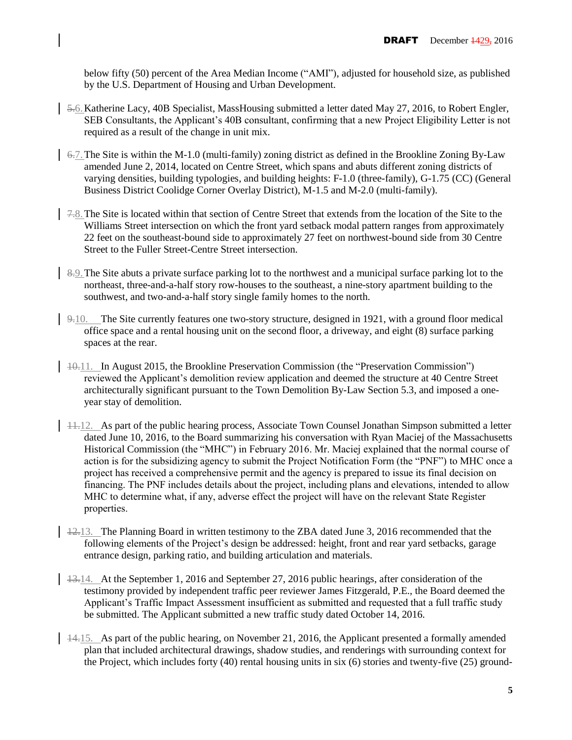below fifty (50) percent of the Area Median Income ("AMI"), adjusted for household size, as published by the U.S. Department of Housing and Urban Development.

~~5.~~6. Katherine Lacy, 40B Specialist, MassHousing submitted a letter dated May 27, 2016, to Robert Engler, SEB Consultants, the Applicant's 40B consultant, confirming that a new Project Eligibility Letter is not required as a result of the change in unit mix.

~~6.~~7. The Site is within the M-1.0 (multi-family) zoning district as defined in the Brookline Zoning By-Law amended June 2, 2014, located on Centre Street, which spans and abuts different zoning districts of varying densities, building typologies, and building heights: F-1.0 (three-family), G-1.75 (CC) (General Business District Coolidge Corner Overlay District), M-1.5 and M-2.0 (multi-family).

~~7.~~8. The Site is located within that section of Centre Street that extends from the location of the Site to the Williams Street intersection on which the front yard setback modal pattern ranges from approximately 22 feet on the southeast-bound side to approximately 27 feet on northwest-bound side from 30 Centre Street to the Fuller Street-Centre Street intersection.

~~8.~~9. The Site abuts a private surface parking lot to the northwest and a municipal surface parking lot to the northeast, three-and-a-half story row-houses to the southeast, a nine-story apartment building to the southwest, and two-and-a-half story single family homes to the north.

~~9.~~10. The Site currently features one two-story structure, designed in 1921, with a ground floor medical office space and a rental housing unit on the second floor, a driveway, and eight (8) surface parking spaces at the rear.

~~10.~~11. In August 2015, the Brookline Preservation Commission (the "Preservation Commission") reviewed the Applicant's demolition review application and deemed the structure at 40 Centre Street architecturally significant pursuant to the Town Demolition By-Law Section 5.3, and imposed a one-year stay of demolition.

~~11.~~12. As part of the public hearing process, Associate Town Counsel Jonathan Simpson submitted a letter dated June 10, 2016, to the Board summarizing his conversation with Ryan Maciej of the Massachusetts Historical Commission (the "MHC") in February 2016. Mr. Maciej explained that the normal course of action is for the subsidizing agency to submit the Project Notification Form (the "PNF") to MHC once a project has received a comprehensive permit and the agency is prepared to issue its final decision on financing. The PNF includes details about the project, including plans and elevations, intended to allow MHC to determine what, if any, adverse effect the project will have on the relevant State Register properties.

~~12.~~13. The Planning Board in written testimony to the ZBA dated June 3, 2016 recommended that the following elements of the Project's design be addressed: height, front and rear yard setbacks, garage entrance design, parking ratio, and building articulation and materials.

~~13.~~14. At the September 1, 2016 and September 27, 2016 public hearings, after consideration of the testimony provided by independent traffic peer reviewer James Fitzgerald, P.E., the Board deemed the Applicant's Traffic Impact Assessment insufficient as submitted and requested that a full traffic study be submitted. The Applicant submitted a new traffic study dated October 14, 2016.

~~14.~~15. As part of the public hearing, on November 21, 2016, the Applicant presented a formally amended plan that included architectural drawings, shadow studies, and renderings with surrounding context for the Project, which includes forty (40) rental housing units in six (6) stories and twenty-five (25) ground-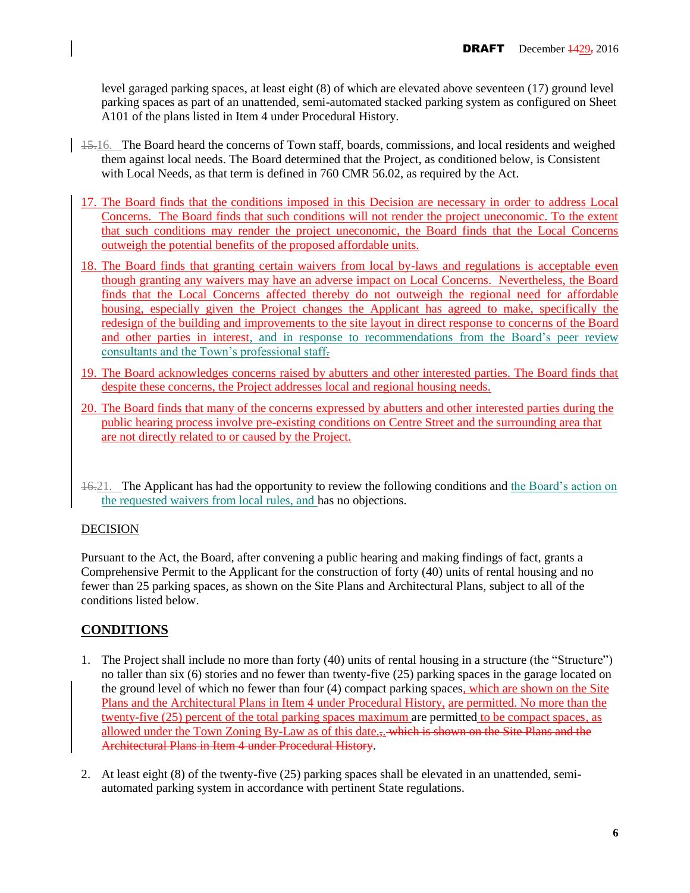level garaged parking spaces, at least eight (8) of which are elevated above seventeen (17) ground level parking spaces as part of an unattended, semi-automated stacked parking system as configured on Sheet A101 of the plans listed in Item 4 under Procedural History.

15.16. The Board heard the concerns of Town staff, boards, commissions, and local residents and weighed them against local needs. The Board determined that the Project, as conditioned below, is Consistent with Local Needs, as that term is defined in 760 CMR 56.02, as required by the Act.

17. The Board finds that the conditions imposed in this Decision are necessary in order to address Local Concerns. The Board finds that such conditions will not render the project uneconomic. To the extent that such conditions may render the project uneconomic, the Board finds that the Local Concerns outweigh the potential benefits of the proposed affordable units.

18. The Board finds that granting certain waivers from local by-laws and regulations is acceptable even though granting any waivers may have an adverse impact on Local Concerns. Nevertheless, the Board finds that the Local Concerns affected thereby do not outweigh the regional need for affordable housing, especially given the Project changes the Applicant has agreed to make, specifically the redesign of the building and improvements to the site layout in direct response to concerns of the Board and other parties in interest, and in response to recommendations from the Board's peer review consultants and the Town's professional staff.

19. The Board acknowledges concerns raised by abutters and other interested parties. The Board finds that despite these concerns, the Project addresses local and regional housing needs.

20. The Board finds that many of the concerns expressed by abutters and other interested parties during the public hearing process involve pre-existing conditions on Centre Street and the surrounding area that are not directly related to or caused by the Project.

16.21. The Applicant has had the opportunity to review the following conditions and the Board's action on the requested waivers from local rules, and has no objections.

DECISION

Pursuant to the Act, the Board, after convening a public hearing and making findings of fact, grants a Comprehensive Permit to the Applicant for the construction of forty (40) units of rental housing and no fewer than 25 parking spaces, as shown on the Site Plans and Architectural Plans, subject to all of the conditions listed below.

## CONDITIONS

1. The Project shall include no more than forty (40) units of rental housing in a structure (the "Structure") no taller than six (6) stories and no fewer than twenty-five (25) parking spaces in the garage located on the ground level of which no fewer than four (4) compact parking spaces, which are shown on the Site Plans and the Architectural Plans in Item 4 under Procedural History, are permitted. No more than the twenty-five (25) percent of the total parking spaces maximum are permitted to be compact spaces, as allowed under the Town Zoning By-Law as of this date.;. which is shown on the Site Plans and the Architectural Plans in Item 4 under Procedural History.

2. At least eight (8) of the twenty-five (25) parking spaces shall be elevated in an unattended, semi-automated parking system in accordance with pertinent State regulations.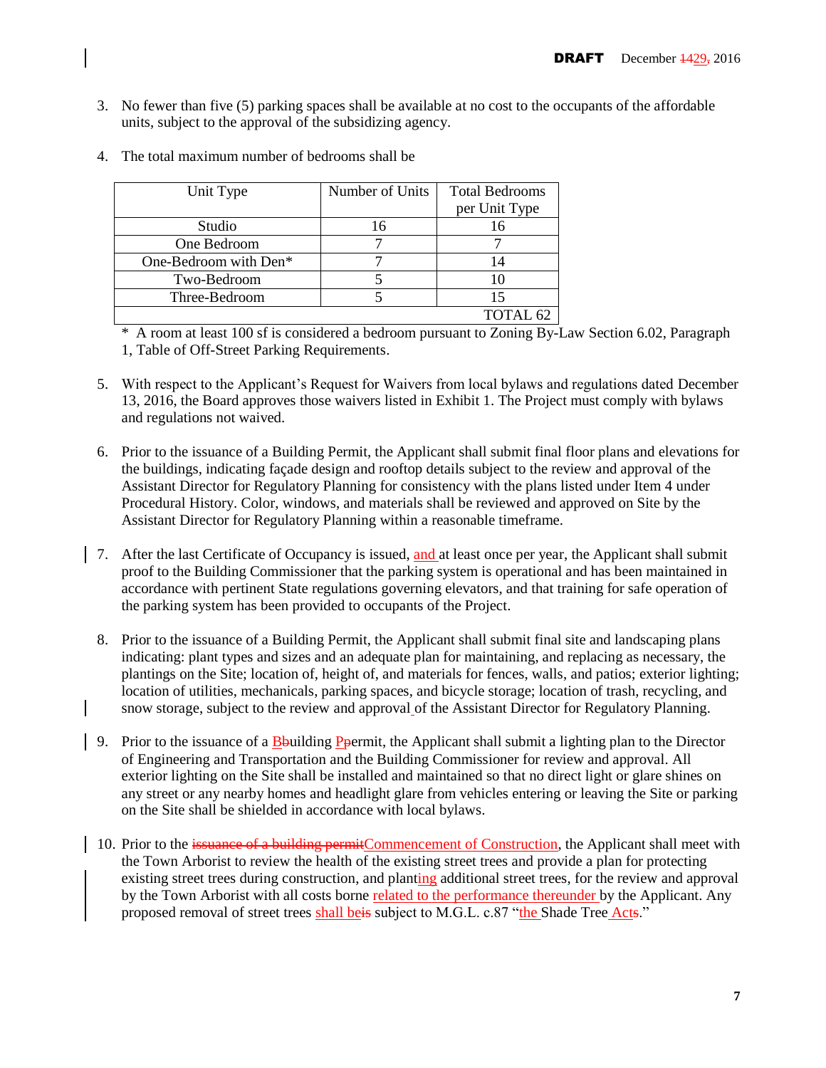3. No fewer than five (5) parking spaces shall be available at no cost to the occupants of the affordable units, subject to the approval of the subsidizing agency.

4. The total maximum number of bedrooms shall be

| Unit Type | Number of Units | Total Bedrooms per Unit Type |
|---|---|---|
| Studio | 16 | 16 |
| One Bedroom | 7 | 7 |
| One-Bedroom with Den* | 7 | 14 |
| Two-Bedroom | 5 | 10 |
| Three-Bedroom | 5 | 15 |
| | | TOTAL 62 |

\* A room at least 100 sf is considered a bedroom pursuant to Zoning By-Law Section 6.02, Paragraph 1, Table of Off-Street Parking Requirements.

5. With respect to the Applicant's Request for Waivers from local bylaws and regulations dated December 13, 2016, the Board approves those waivers listed in Exhibit 1. The Project must comply with bylaws and regulations not waived.

6. Prior to the issuance of a Building Permit, the Applicant shall submit final floor plans and elevations for the buildings, indicating façade design and rooftop details subject to the review and approval of the Assistant Director for Regulatory Planning for consistency with the plans listed under Item 4 under Procedural History. Color, windows, and materials shall be reviewed and approved on Site by the Assistant Director for Regulatory Planning within a reasonable timeframe.

7. After the last Certificate of Occupancy is issued, and at least once per year, the Applicant shall submit proof to the Building Commissioner that the parking system is operational and has been maintained in accordance with pertinent State regulations governing elevators, and that training for safe operation of the parking system has been provided to occupants of the Project.

8. Prior to the issuance of a Building Permit, the Applicant shall submit final site and landscaping plans indicating: plant types and sizes and an adequate plan for maintaining, and replacing as necessary, the plantings on the Site; location of, height of, and materials for fences, walls, and patios; exterior lighting; location of utilities, mechanicals, parking spaces, and bicycle storage; location of trash, recycling, and snow storage, subject to the review and approval of the Assistant Director for Regulatory Planning.

9. Prior to the issuance of a B~~b~~uilding P~~p~~ermit, the Applicant shall submit a lighting plan to the Director of Engineering and Transportation and the Building Commissioner for review and approval. All exterior lighting on the Site shall be installed and maintained so that no direct light or glare shines on any street or any nearby homes and headlight glare from vehicles entering or leaving the Site or parking on the Site shall be shielded in accordance with local bylaws.

10. Prior to the ~~issuance of a building permit~~Commencement of Construction, the Applicant shall meet with the Town Arborist to review the health of the existing street trees and provide a plan for protecting existing street trees during construction, and planting additional street trees, for the review and approval by the Town Arborist with all costs borne related to the performance thereunder by the Applicant. Any proposed removal of street trees shall be~~is~~ subject to M.G.L. c.87 "the Shade Tree Acts."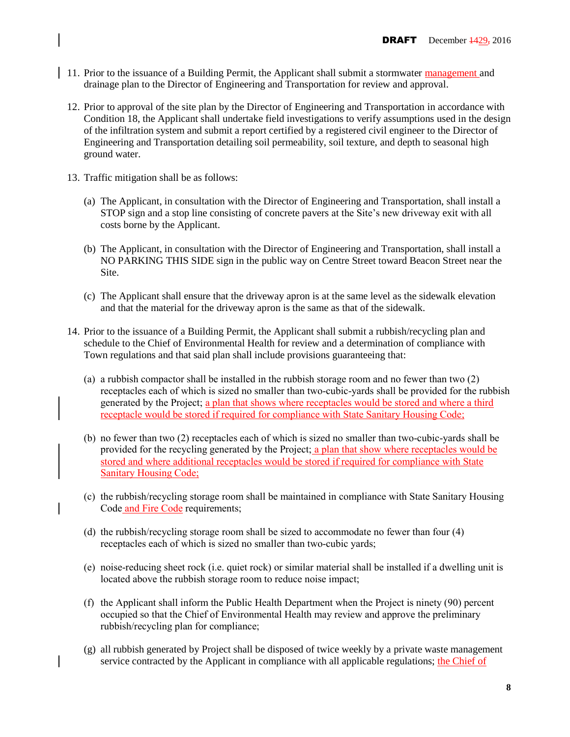11. Prior to the issuance of a Building Permit, the Applicant shall submit a stormwater management and drainage plan to the Director of Engineering and Transportation for review and approval.

12. Prior to approval of the site plan by the Director of Engineering and Transportation in accordance with Condition 18, the Applicant shall undertake field investigations to verify assumptions used in the design of the infiltration system and submit a report certified by a registered civil engineer to the Director of Engineering and Transportation detailing soil permeability, soil texture, and depth to seasonal high ground water.

13. Traffic mitigation shall be as follows:

    (a) The Applicant, in consultation with the Director of Engineering and Transportation, shall install a STOP sign and a stop line consisting of concrete pavers at the Site's new driveway exit with all costs borne by the Applicant.

    (b) The Applicant, in consultation with the Director of Engineering and Transportation, shall install a NO PARKING THIS SIDE sign in the public way on Centre Street toward Beacon Street near the Site.

    (c) The Applicant shall ensure that the driveway apron is at the same level as the sidewalk elevation and that the material for the driveway apron is the same as that of the sidewalk.

14. Prior to the issuance of a Building Permit, the Applicant shall submit a rubbish/recycling plan and schedule to the Chief of Environmental Health for review and a determination of compliance with Town regulations and that said plan shall include provisions guaranteeing that:

    (a) a rubbish compactor shall be installed in the rubbish storage room and no fewer than two (2) receptacles each of which is sized no smaller than two-cubic-yards shall be provided for the rubbish generated by the Project; a plan that shows where receptacles would be stored and where a third receptacle would be stored if required for compliance with State Sanitary Housing Code;

    (b) no fewer than two (2) receptacles each of which is sized no smaller than two-cubic-yards shall be provided for the recycling generated by the Project; a plan that show where receptacles would be stored and where additional receptacles would be stored if required for compliance with State Sanitary Housing Code;

    (c) the rubbish/recycling storage room shall be maintained in compliance with State Sanitary Housing Code and Fire Code requirements;

    (d) the rubbish/recycling storage room shall be sized to accommodate no fewer than four (4) receptacles each of which is sized no smaller than two-cubic yards;

    (e) noise-reducing sheet rock (i.e. quiet rock) or similar material shall be installed if a dwelling unit is located above the rubbish storage room to reduce noise impact;

    (f) the Applicant shall inform the Public Health Department when the Project is ninety (90) percent occupied so that the Chief of Environmental Health may review and approve the preliminary rubbish/recycling plan for compliance;

    (g) all rubbish generated by Project shall be disposed of twice weekly by a private waste management service contracted by the Applicant in compliance with all applicable regulations; the Chief of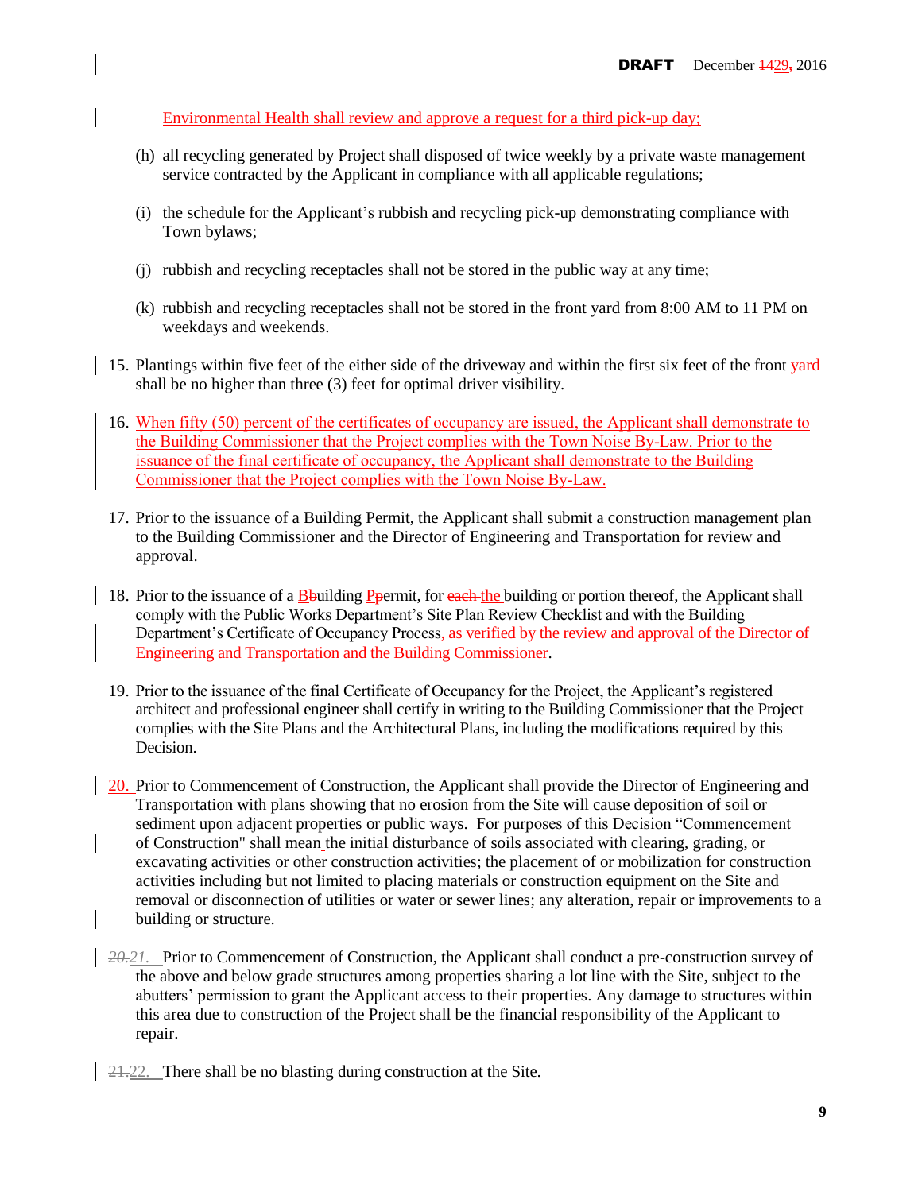Environmental Health shall review and approve a request for a third pick-up day;

(h) all recycling generated by Project shall disposed of twice weekly by a private waste management service contracted by the Applicant in compliance with all applicable regulations;

(i) the schedule for the Applicant's rubbish and recycling pick-up demonstrating compliance with Town bylaws;

(j) rubbish and recycling receptacles shall not be stored in the public way at any time;

(k) rubbish and recycling receptacles shall not be stored in the front yard from 8:00 AM to 11 PM on weekdays and weekends.

15. Plantings within five feet of the either side of the driveway and within the first six feet of the front yard shall be no higher than three (3) feet for optimal driver visibility.

16. When fifty (50) percent of the certificates of occupancy are issued, the Applicant shall demonstrate to the Building Commissioner that the Project complies with the Town Noise By-Law. Prior to the issuance of the final certificate of occupancy, the Applicant shall demonstrate to the Building Commissioner that the Project complies with the Town Noise By-Law.

17. Prior to the issuance of a Building Permit, the Applicant shall submit a construction management plan to the Building Commissioner and the Director of Engineering and Transportation for review and approval.

18. Prior to the issuance of a Building Permit, for the building or portion thereof, the Applicant shall comply with the Public Works Department's Site Plan Review Checklist and with the Building Department's Certificate of Occupancy Process, as verified by the review and approval of the Director of Engineering and Transportation and the Building Commissioner.

19. Prior to the issuance of the final Certificate of Occupancy for the Project, the Applicant's registered architect and professional engineer shall certify in writing to the Building Commissioner that the Project complies with the Site Plans and the Architectural Plans, including the modifications required by this Decision.

20. Prior to Commencement of Construction, the Applicant shall provide the Director of Engineering and Transportation with plans showing that no erosion from the Site will cause deposition of soil or sediment upon adjacent properties or public ways. For purposes of this Decision "Commencement of Construction" shall mean the initial disturbance of soils associated with clearing, grading, or excavating activities or other construction activities; the placement of or mobilization for construction activities including but not limited to placing materials or construction equipment on the Site and removal or disconnection of utilities or water or sewer lines; any alteration, repair or improvements to a building or structure.

21. Prior to Commencement of Construction, the Applicant shall conduct a pre-construction survey of the above and below grade structures among properties sharing a lot line with the Site, subject to the abutters' permission to grant the Applicant access to their properties. Any damage to structures within this area due to construction of the Project shall be the financial responsibility of the Applicant to repair.

22. There shall be no blasting during construction at the Site.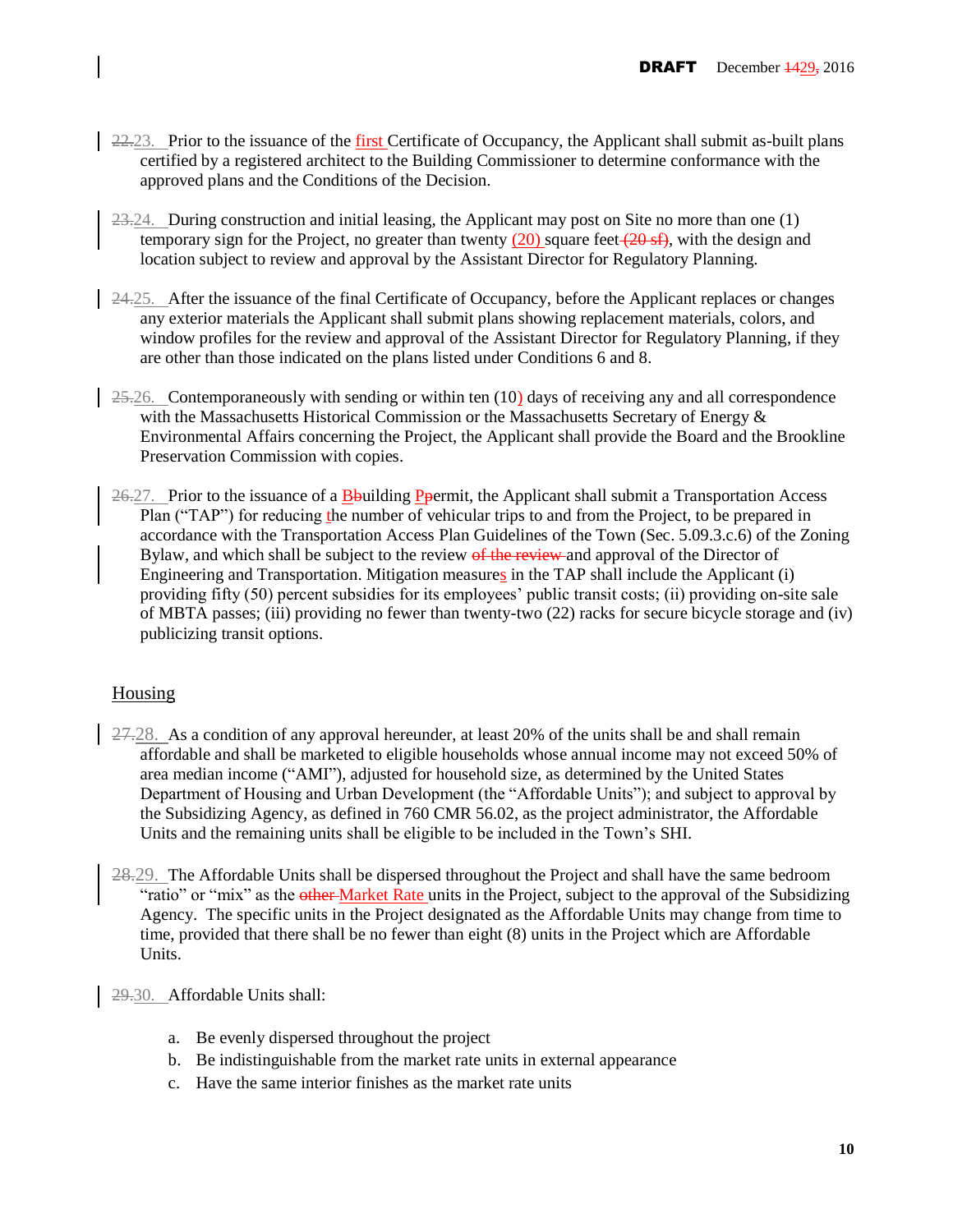~~22.~~23. Prior to the issuance of the first Certificate of Occupancy, the Applicant shall submit as-built plans certified by a registered architect to the Building Commissioner to determine conformance with the approved plans and the Conditions of the Decision.

~~23.~~24. During construction and initial leasing, the Applicant may post on Site no more than one (1) temporary sign for the Project, no greater than twenty (20) square feet ~~(20 sf)~~, with the design and location subject to review and approval by the Assistant Director for Regulatory Planning.

~~24.~~25. After the issuance of the final Certificate of Occupancy, before the Applicant replaces or changes any exterior materials the Applicant shall submit plans showing replacement materials, colors, and window profiles for the review and approval of the Assistant Director for Regulatory Planning, if they are other than those indicated on the plans listed under Conditions 6 and 8.

~~25.~~26. Contemporaneously with sending or within ten (10) days of receiving any and all correspondence with the Massachusetts Historical Commission or the Massachusetts Secretary of Energy & Environmental Affairs concerning the Project, the Applicant shall provide the Board and the Brookline Preservation Commission with copies.

~~26.~~27. Prior to the issuance of a B~~b~~uilding P~~p~~ermit, the Applicant shall submit a Transportation Access Plan ("TAP") for reducing the number of vehicular trips to and from the Project, to be prepared in accordance with the Transportation Access Plan Guidelines of the Town (Sec. 5.09.3.c.6) of the Zoning Bylaw, and which shall be subject to the review ~~of the review~~ and approval of the Director of Engineering and Transportation. Mitigation measures in the TAP shall include the Applicant (i) providing fifty (50) percent subsidies for its employees' public transit costs; (ii) providing on-site sale of MBTA passes; (iii) providing no fewer than twenty-two (22) racks for secure bicycle storage and (iv) publicizing transit options.

## Housing

~~27.~~28. As a condition of any approval hereunder, at least 20% of the units shall be and shall remain affordable and shall be marketed to eligible households whose annual income may not exceed 50% of area median income ("AMI"), adjusted for household size, as determined by the United States Department of Housing and Urban Development (the "Affordable Units"); and subject to approval by the Subsidizing Agency, as defined in 760 CMR 56.02, as the project administrator, the Affordable Units and the remaining units shall be eligible to be included in the Town's SHI.

~~28.~~29. The Affordable Units shall be dispersed throughout the Project and shall have the same bedroom "ratio" or "mix" as the ~~other~~ Market Rate units in the Project, subject to the approval of the Subsidizing Agency. The specific units in the Project designated as the Affordable Units may change from time to time, provided that there shall be no fewer than eight (8) units in the Project which are Affordable Units.

~~29.~~30. Affordable Units shall:

a. Be evenly dispersed throughout the project
b. Be indistinguishable from the market rate units in external appearance
c. Have the same interior finishes as the market rate units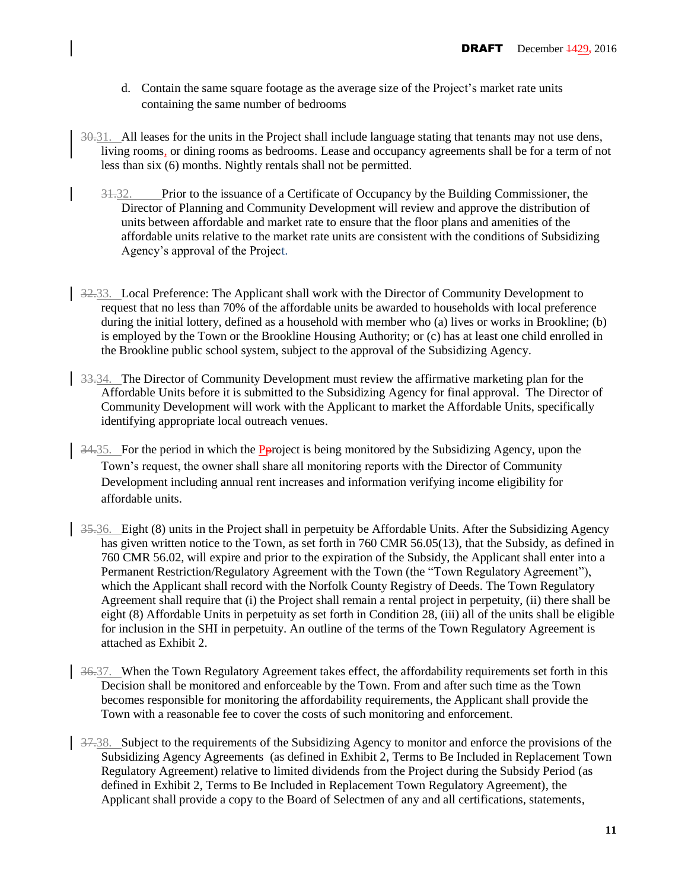d. Contain the same square footage as the average size of the Project's market rate units containing the same number of bedrooms

31. All leases for the units in the Project shall include language stating that tenants may not use dens, living rooms, or dining rooms as bedrooms. Lease and occupancy agreements shall be for a term of not less than six (6) months. Nightly rentals shall not be permitted.

32. Prior to the issuance of a Certificate of Occupancy by the Building Commissioner, the Director of Planning and Community Development will review and approve the distribution of units between affordable and market rate to ensure that the floor plans and amenities of the affordable units relative to the market rate units are consistent with the conditions of Subsidizing Agency's approval of the Project.

33. Local Preference: The Applicant shall work with the Director of Community Development to request that no less than 70% of the affordable units be awarded to households with local preference during the initial lottery, defined as a household with member who (a) lives or works in Brookline; (b) is employed by the Town or the Brookline Housing Authority; or (c) has at least one child enrolled in the Brookline public school system, subject to the approval of the Subsidizing Agency.

34. The Director of Community Development must review the affirmative marketing plan for the Affordable Units before it is submitted to the Subsidizing Agency for final approval. The Director of Community Development will work with the Applicant to market the Affordable Units, specifically identifying appropriate local outreach venues.

35. For the period in which the Project is being monitored by the Subsidizing Agency, upon the Town's request, the owner shall share all monitoring reports with the Director of Community Development including annual rent increases and information verifying income eligibility for affordable units.

36. Eight (8) units in the Project shall in perpetuity be Affordable Units. After the Subsidizing Agency has given written notice to the Town, as set forth in 760 CMR 56.05(13), that the Subsidy, as defined in 760 CMR 56.02, will expire and prior to the expiration of the Subsidy, the Applicant shall enter into a Permanent Restriction/Regulatory Agreement with the Town (the "Town Regulatory Agreement"), which the Applicant shall record with the Norfolk County Registry of Deeds. The Town Regulatory Agreement shall require that (i) the Project shall remain a rental project in perpetuity, (ii) there shall be eight (8) Affordable Units in perpetuity as set forth in Condition 28, (iii) all of the units shall be eligible for inclusion in the SHI in perpetuity. An outline of the terms of the Town Regulatory Agreement is attached as Exhibit 2.

37. When the Town Regulatory Agreement takes effect, the affordability requirements set forth in this Decision shall be monitored and enforceable by the Town. From and after such time as the Town becomes responsible for monitoring the affordability requirements, the Applicant shall provide the Town with a reasonable fee to cover the costs of such monitoring and enforcement.

38. Subject to the requirements of the Subsidizing Agency to monitor and enforce the provisions of the Subsidizing Agency Agreements (as defined in Exhibit 2, Terms to Be Included in Replacement Town Regulatory Agreement) relative to limited dividends from the Project during the Subsidy Period (as defined in Exhibit 2, Terms to Be Included in Replacement Town Regulatory Agreement), the Applicant shall provide a copy to the Board of Selectmen of any and all certifications, statements,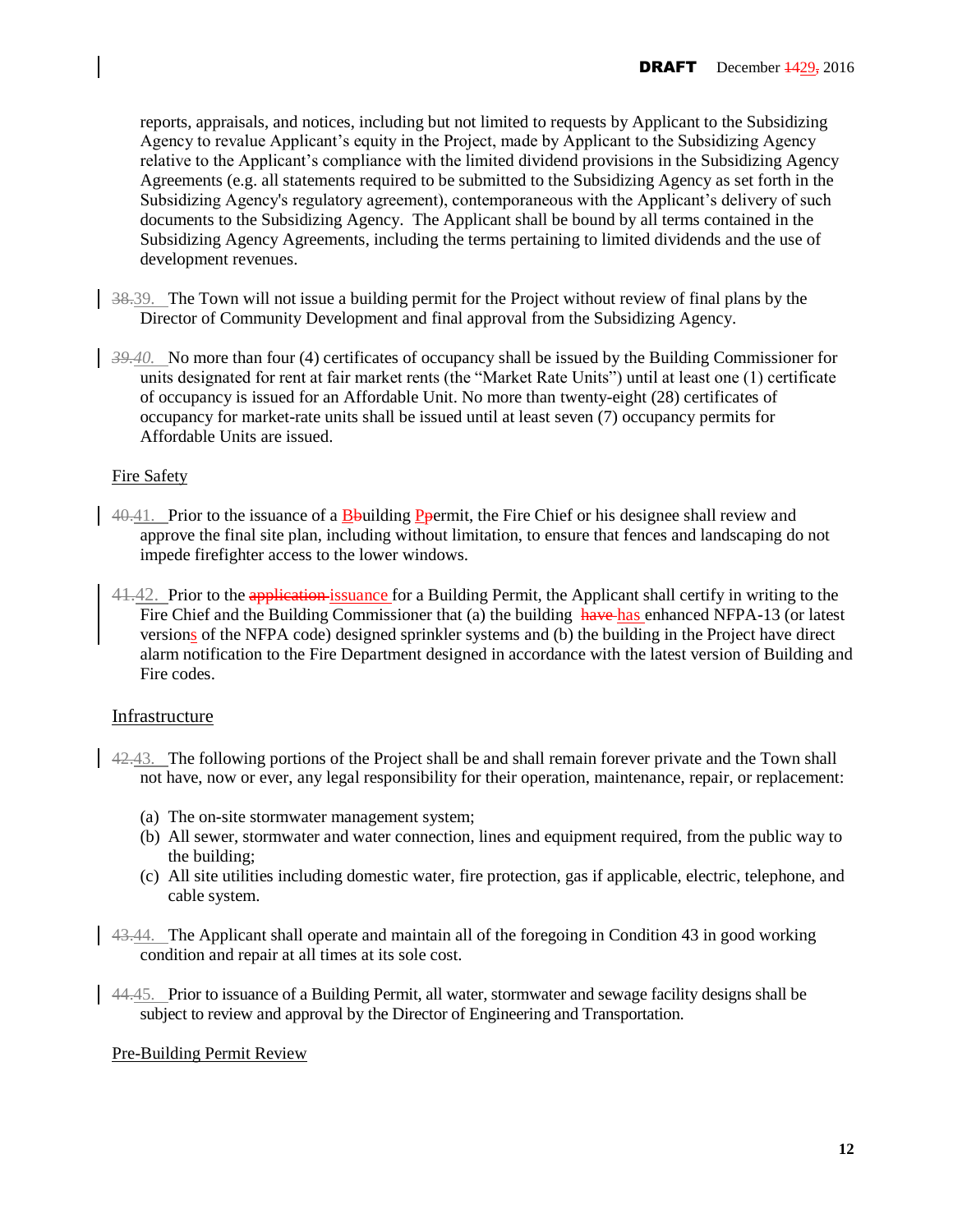reports, appraisals, and notices, including but not limited to requests by Applicant to the Subsidizing Agency to revalue Applicant's equity in the Project, made by Applicant to the Subsidizing Agency relative to the Applicant's compliance with the limited dividend provisions in the Subsidizing Agency Agreements (e.g. all statements required to be submitted to the Subsidizing Agency as set forth in the Subsidizing Agency's regulatory agreement), contemporaneous with the Applicant's delivery of such documents to the Subsidizing Agency. The Applicant shall be bound by all terms contained in the Subsidizing Agency Agreements, including the terms pertaining to limited dividends and the use of development revenues.

~~38.~~39. The Town will not issue a building permit for the Project without review of final plans by the Director of Community Development and final approval from the Subsidizing Agency.

~~39.~~40. No more than four (4) certificates of occupancy shall be issued by the Building Commissioner for units designated for rent at fair market rents (the "Market Rate Units") until at least one (1) certificate of occupancy is issued for an Affordable Unit. No more than twenty-eight (28) certificates of occupancy for market-rate units shall be issued until at least seven (7) occupancy permits for Affordable Units are issued.

Fire Safety

~~40.~~41. Prior to the issuance of a B~~b~~uilding P~~p~~ermit, the Fire Chief or his designee shall review and approve the final site plan, including without limitation, to ensure that fences and landscaping do not impede firefighter access to the lower windows.

~~41.~~42. Prior to the ~~application~~ issuance for a Building Permit, the Applicant shall certify in writing to the Fire Chief and the Building Commissioner that (a) the building ~~have~~ has enhanced NFPA-13 (or latest versions of the NFPA code) designed sprinkler systems and (b) the building in the Project have direct alarm notification to the Fire Department designed in accordance with the latest version of Building and Fire codes.

Infrastructure

~~42.~~43. The following portions of the Project shall be and shall remain forever private and the Town shall not have, now or ever, any legal responsibility for their operation, maintenance, repair, or replacement:

(a) The on-site stormwater management system;
(b) All sewer, stormwater and water connection, lines and equipment required, from the public way to the building;
(c) All site utilities including domestic water, fire protection, gas if applicable, electric, telephone, and cable system.

~~43.~~44. The Applicant shall operate and maintain all of the foregoing in Condition 43 in good working condition and repair at all times at its sole cost.

~~44.~~45. Prior to issuance of a Building Permit, all water, stormwater and sewage facility designs shall be subject to review and approval by the Director of Engineering and Transportation.

Pre-Building Permit Review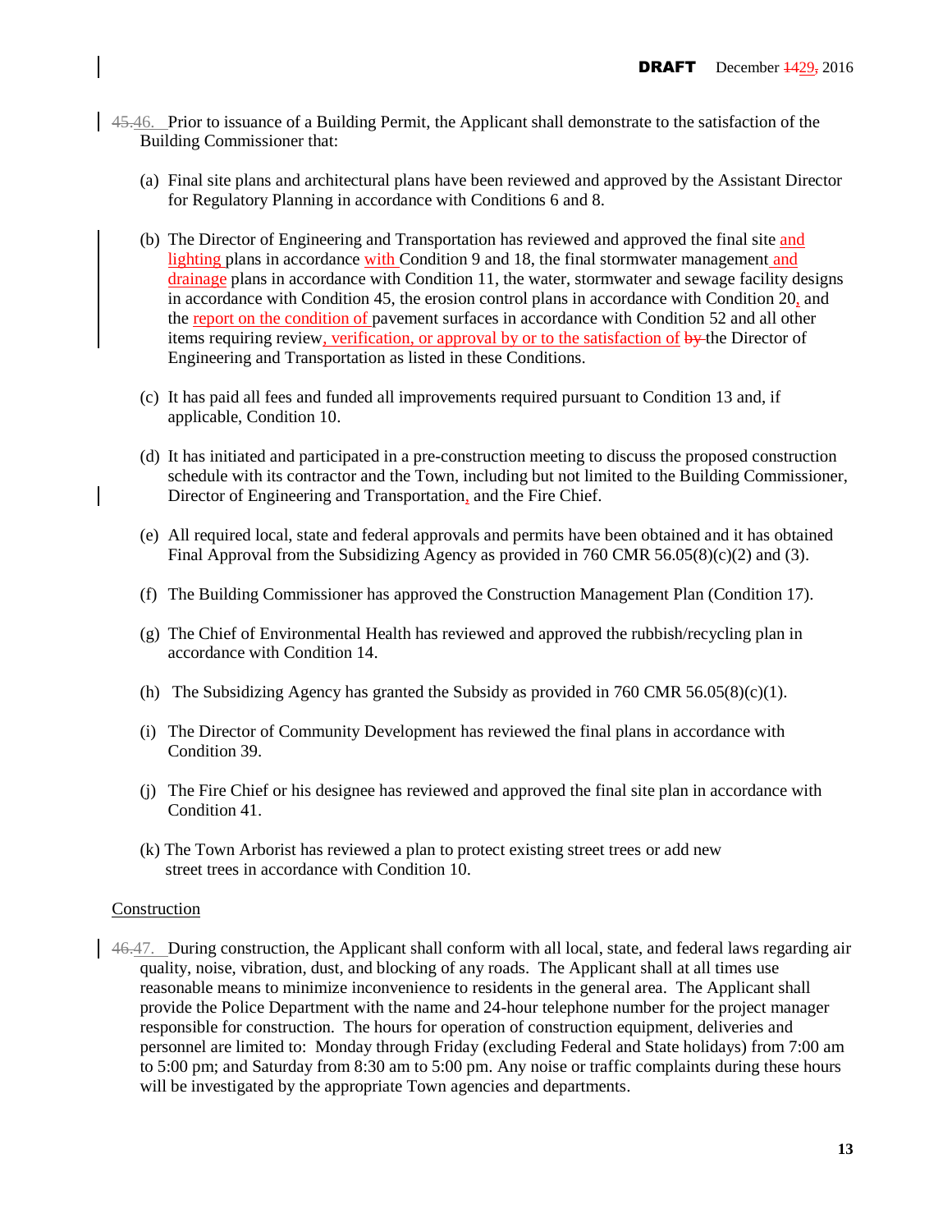45.46. Prior to issuance of a Building Permit, the Applicant shall demonstrate to the satisfaction of the Building Commissioner that:

(a) Final site plans and architectural plans have been reviewed and approved by the Assistant Director for Regulatory Planning in accordance with Conditions 6 and 8.

(b) The Director of Engineering and Transportation has reviewed and approved the final site and lighting plans in accordance with Condition 9 and 18, the final stormwater management and drainage plans in accordance with Condition 11, the water, stormwater and sewage facility designs in accordance with Condition 45, the erosion control plans in accordance with Condition 20, and the report on the condition of pavement surfaces in accordance with Condition 52 and all other items requiring review, verification, or approval by or to the satisfaction of by the Director of Engineering and Transportation as listed in these Conditions.

(c) It has paid all fees and funded all improvements required pursuant to Condition 13 and, if applicable, Condition 10.

(d) It has initiated and participated in a pre-construction meeting to discuss the proposed construction schedule with its contractor and the Town, including but not limited to the Building Commissioner, Director of Engineering and Transportation, and the Fire Chief.

(e) All required local, state and federal approvals and permits have been obtained and it has obtained Final Approval from the Subsidizing Agency as provided in 760 CMR 56.05(8)(c)(2) and (3).

(f) The Building Commissioner has approved the Construction Management Plan (Condition 17).

(g) The Chief of Environmental Health has reviewed and approved the rubbish/recycling plan in accordance with Condition 14.

(h) The Subsidizing Agency has granted the Subsidy as provided in 760 CMR 56.05(8)(c)(1).

(i) The Director of Community Development has reviewed the final plans in accordance with Condition 39.

(j) The Fire Chief or his designee has reviewed and approved the final site plan in accordance with Condition 41.

(k) The Town Arborist has reviewed a plan to protect existing street trees or add new street trees in accordance with Condition 10.

Construction

46.47. During construction, the Applicant shall conform with all local, state, and federal laws regarding air quality, noise, vibration, dust, and blocking of any roads. The Applicant shall at all times use reasonable means to minimize inconvenience to residents in the general area. The Applicant shall provide the Police Department with the name and 24-hour telephone number for the project manager responsible for construction. The hours for operation of construction equipment, deliveries and personnel are limited to: Monday through Friday (excluding Federal and State holidays) from 7:00 am to 5:00 pm; and Saturday from 8:30 am to 5:00 pm. Any noise or traffic complaints during these hours will be investigated by the appropriate Town agencies and departments.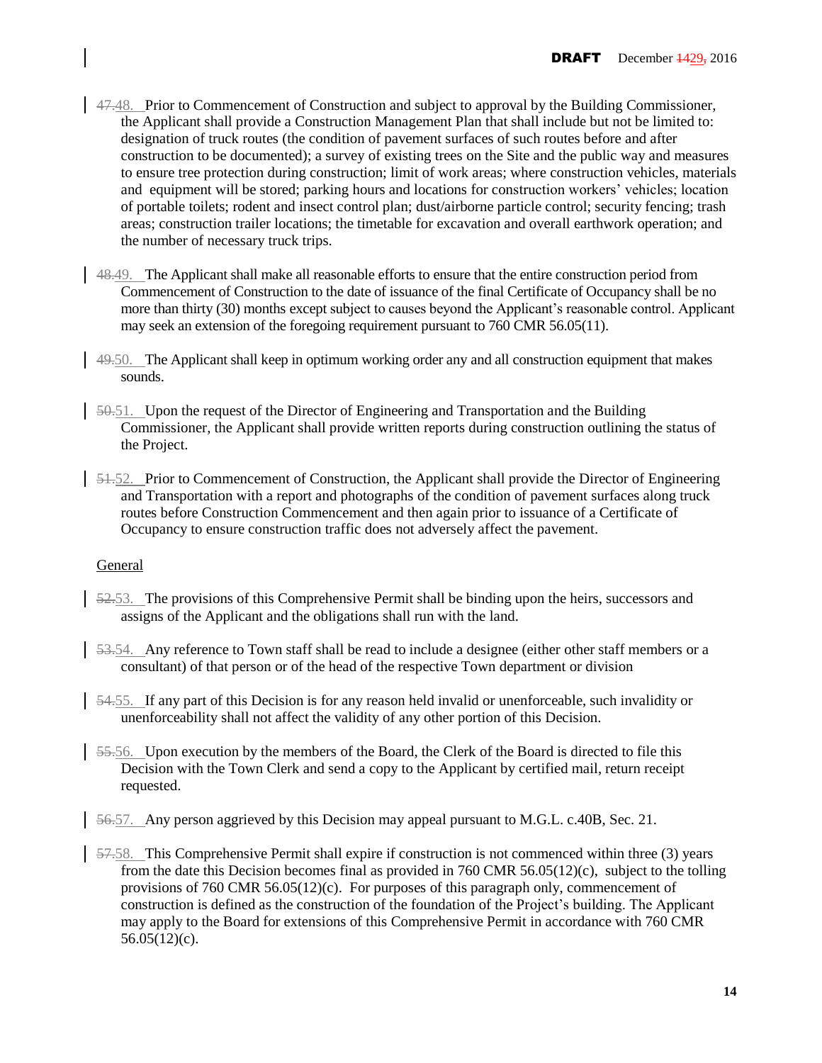47.48. Prior to Commencement of Construction and subject to approval by the Building Commissioner, the Applicant shall provide a Construction Management Plan that shall include but not be limited to: designation of truck routes (the condition of pavement surfaces of such routes before and after construction to be documented); a survey of existing trees on the Site and the public way and measures to ensure tree protection during construction; limit of work areas; where construction vehicles, materials and equipment will be stored; parking hours and locations for construction workers' vehicles; location of portable toilets; rodent and insect control plan; dust/airborne particle control; security fencing; trash areas; construction trailer locations; the timetable for excavation and overall earthwork operation; and the number of necessary truck trips.

48.49. The Applicant shall make all reasonable efforts to ensure that the entire construction period from Commencement of Construction to the date of issuance of the final Certificate of Occupancy shall be no more than thirty (30) months except subject to causes beyond the Applicant's reasonable control. Applicant may seek an extension of the foregoing requirement pursuant to 760 CMR 56.05(11).

49.50. The Applicant shall keep in optimum working order any and all construction equipment that makes sounds.

50.51. Upon the request of the Director of Engineering and Transportation and the Building Commissioner, the Applicant shall provide written reports during construction outlining the status of the Project.

51.52. Prior to Commencement of Construction, the Applicant shall provide the Director of Engineering and Transportation with a report and photographs of the condition of pavement surfaces along truck routes before Construction Commencement and then again prior to issuance of a Certificate of Occupancy to ensure construction traffic does not adversely affect the pavement.

General

52.53. The provisions of this Comprehensive Permit shall be binding upon the heirs, successors and assigns of the Applicant and the obligations shall run with the land.

53.54. Any reference to Town staff shall be read to include a designee (either other staff members or a consultant) of that person or of the head of the respective Town department or division

54.55. If any part of this Decision is for any reason held invalid or unenforceable, such invalidity or unenforceability shall not affect the validity of any other portion of this Decision.

55.56. Upon execution by the members of the Board, the Clerk of the Board is directed to file this Decision with the Town Clerk and send a copy to the Applicant by certified mail, return receipt requested.

56.57. Any person aggrieved by this Decision may appeal pursuant to M.G.L. c.40B, Sec. 21.

57.58. This Comprehensive Permit shall expire if construction is not commenced within three (3) years from the date this Decision becomes final as provided in 760 CMR 56.05(12)(c), subject to the tolling provisions of 760 CMR 56.05(12)(c). For purposes of this paragraph only, commencement of construction is defined as the construction of the foundation of the Project's building. The Applicant may apply to the Board for extensions of this Comprehensive Permit in accordance with 760 CMR 56.05(12)(c).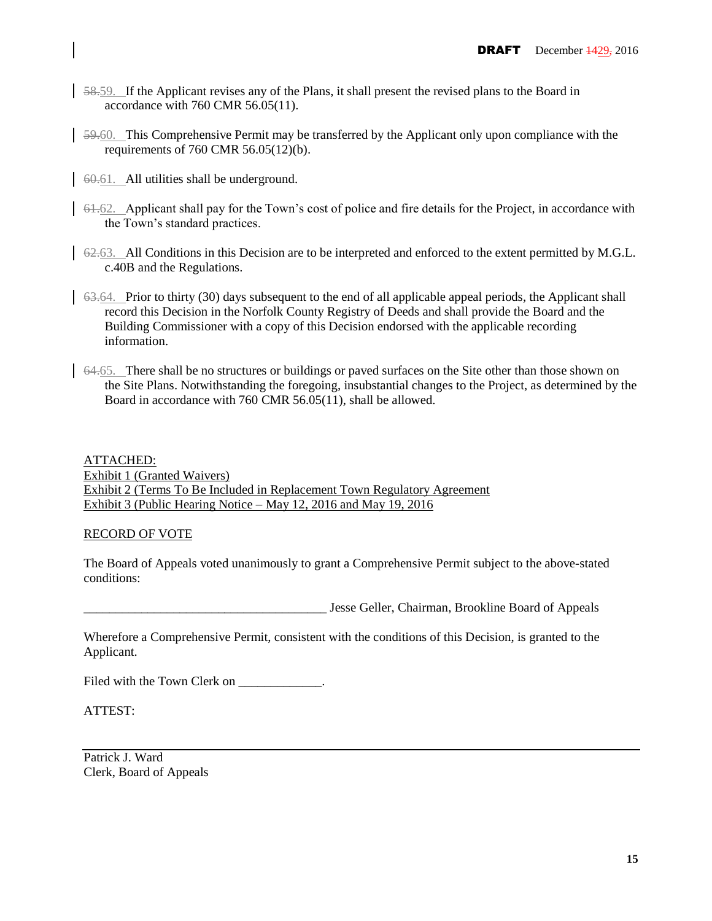58.59. If the Applicant revises any of the Plans, it shall present the revised plans to the Board in accordance with 760 CMR 56.05(11).

59.60. This Comprehensive Permit may be transferred by the Applicant only upon compliance with the requirements of 760 CMR 56.05(12)(b).

60.61. All utilities shall be underground.

61.62. Applicant shall pay for the Town's cost of police and fire details for the Project, in accordance with the Town's standard practices.

62.63. All Conditions in this Decision are to be interpreted and enforced to the extent permitted by M.G.L. c.40B and the Regulations.

63.64. Prior to thirty (30) days subsequent to the end of all applicable appeal periods, the Applicant shall record this Decision in the Norfolk County Registry of Deeds and shall provide the Board and the Building Commissioner with a copy of this Decision endorsed with the applicable recording information.

64.65. There shall be no structures or buildings or paved surfaces on the Site other than those shown on the Site Plans. Notwithstanding the foregoing, insubstantial changes to the Project, as determined by the Board in accordance with 760 CMR 56.05(11), shall be allowed.

ATTACHED:
Exhibit 1 (Granted Waivers)
Exhibit 2 (Terms To Be Included in Replacement Town Regulatory Agreement
Exhibit 3 (Public Hearing Notice – May 12, 2016 and May 19, 2016

RECORD OF VOTE

The Board of Appeals voted unanimously to grant a Comprehensive Permit subject to the above-stated conditions:

_____________________________________ Jesse Geller, Chairman, Brookline Board of Appeals

Wherefore a Comprehensive Permit, consistent with the conditions of this Decision, is granted to the Applicant.

Filed with the Town Clerk on _____________.

ATTEST:

Patrick J. Ward
Clerk, Board of Appeals